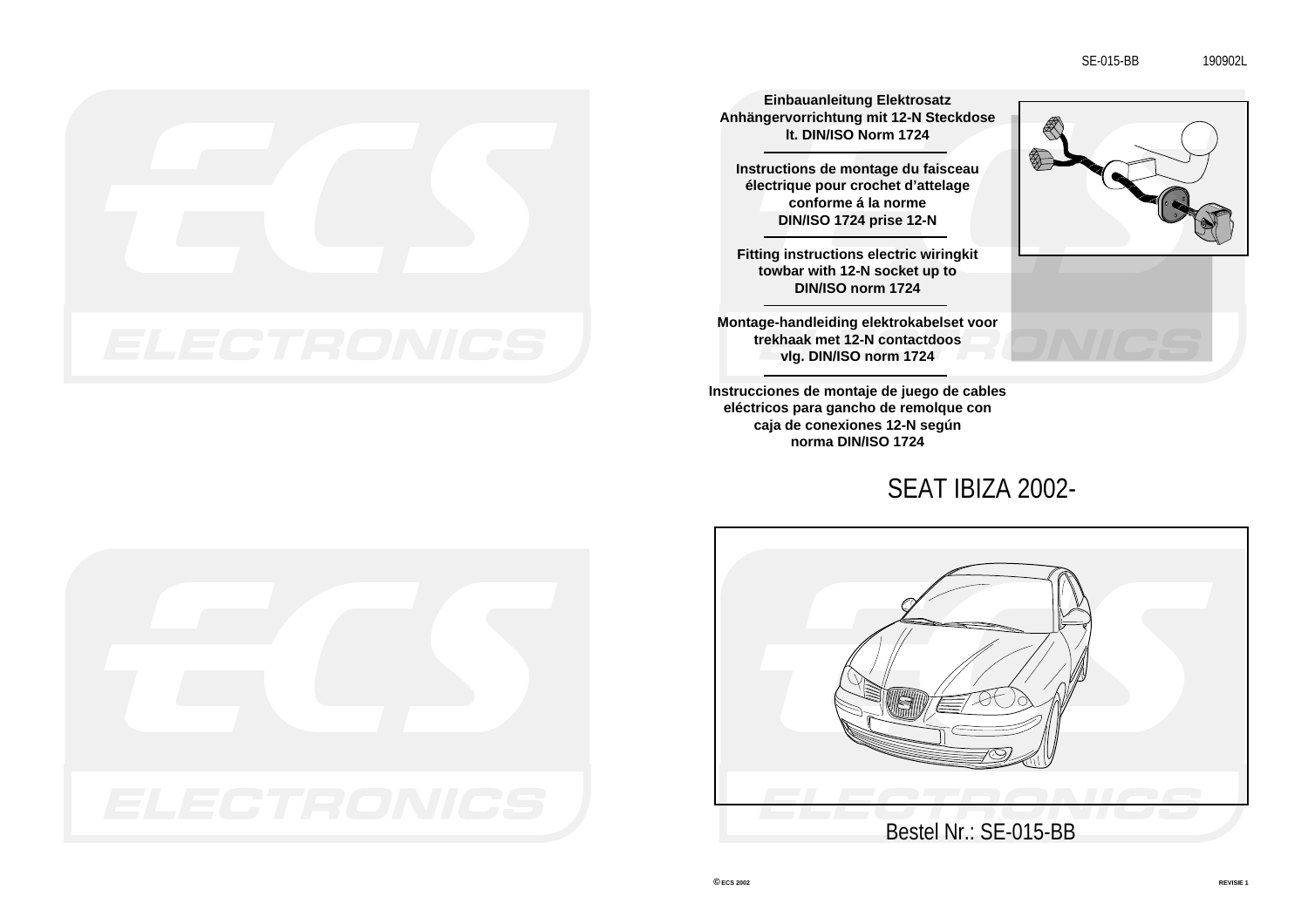SE-015-BB 190902L

**Einbauanleitung Elektrosatz Anhängervorrichtung mit 12-N Steckdose lt. DIN/ISO Norm 1724**

---

**Instructions de montage du faisceau électrique pour crochet d'attelage conforme á la norme DIN/ISO 1724 prise 12-N**

---

**Fitting instructions electric wiringkit towbar with 12-N socket up to DIN/ISO norm 1724**

---

**Montage-handleiding elektrokabelset voor trekhaak met 12-N contactdoos vlg. DIN/ISO norm 1724**

---

**Instrucciones de montaje de juego de cables eléctricos para gancho de remolque con caja de conexiones 12-N según norma DIN/ISO 1724**

# SEAT IBIZA 2002-

Bestel Nr.: SE-015-BB

© ECS 2002 REVISIE 1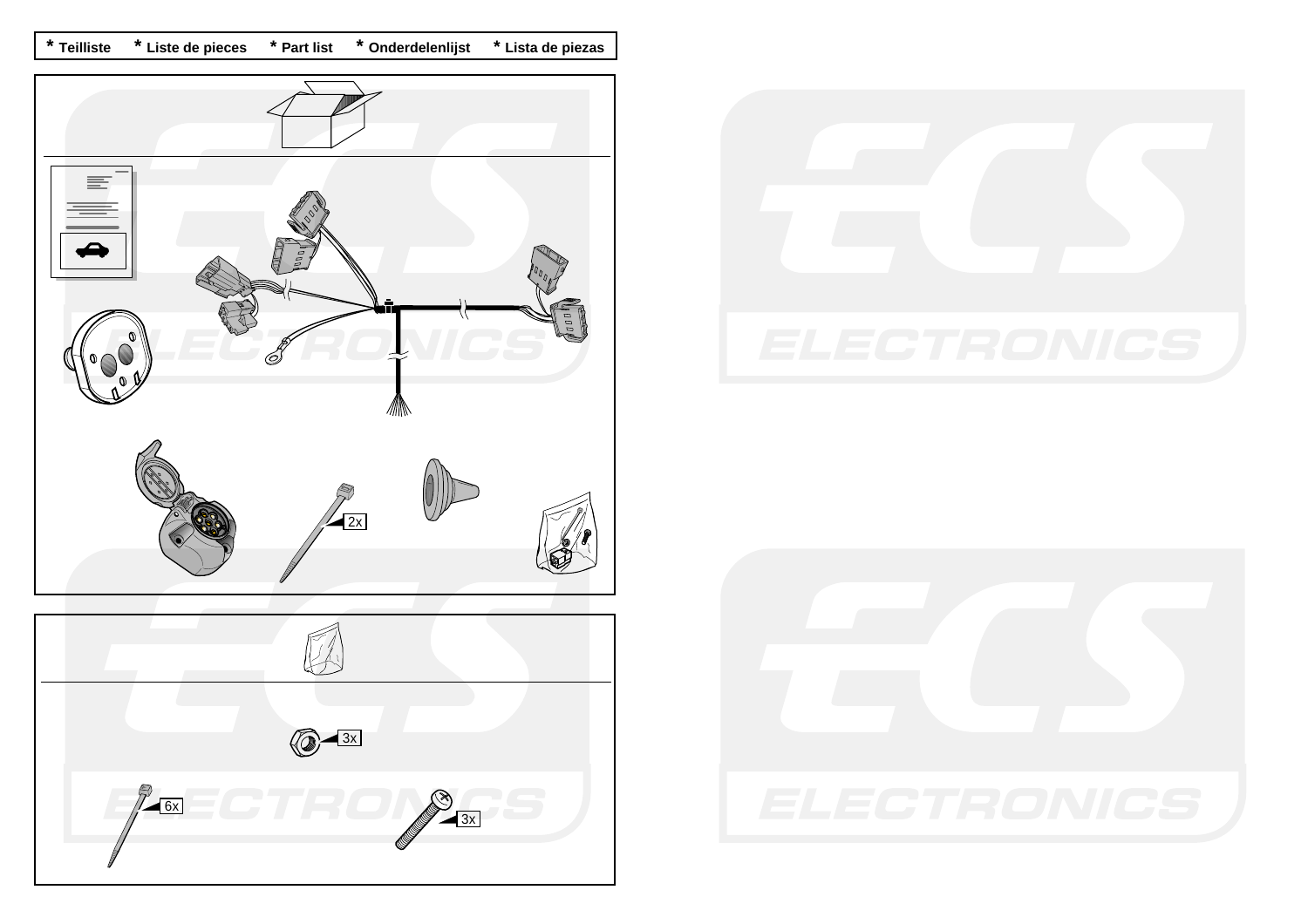* Teilliste * Liste de pieces * Part list * Onderdelenlijst * Lista de piezas

2x

3x

6x

3x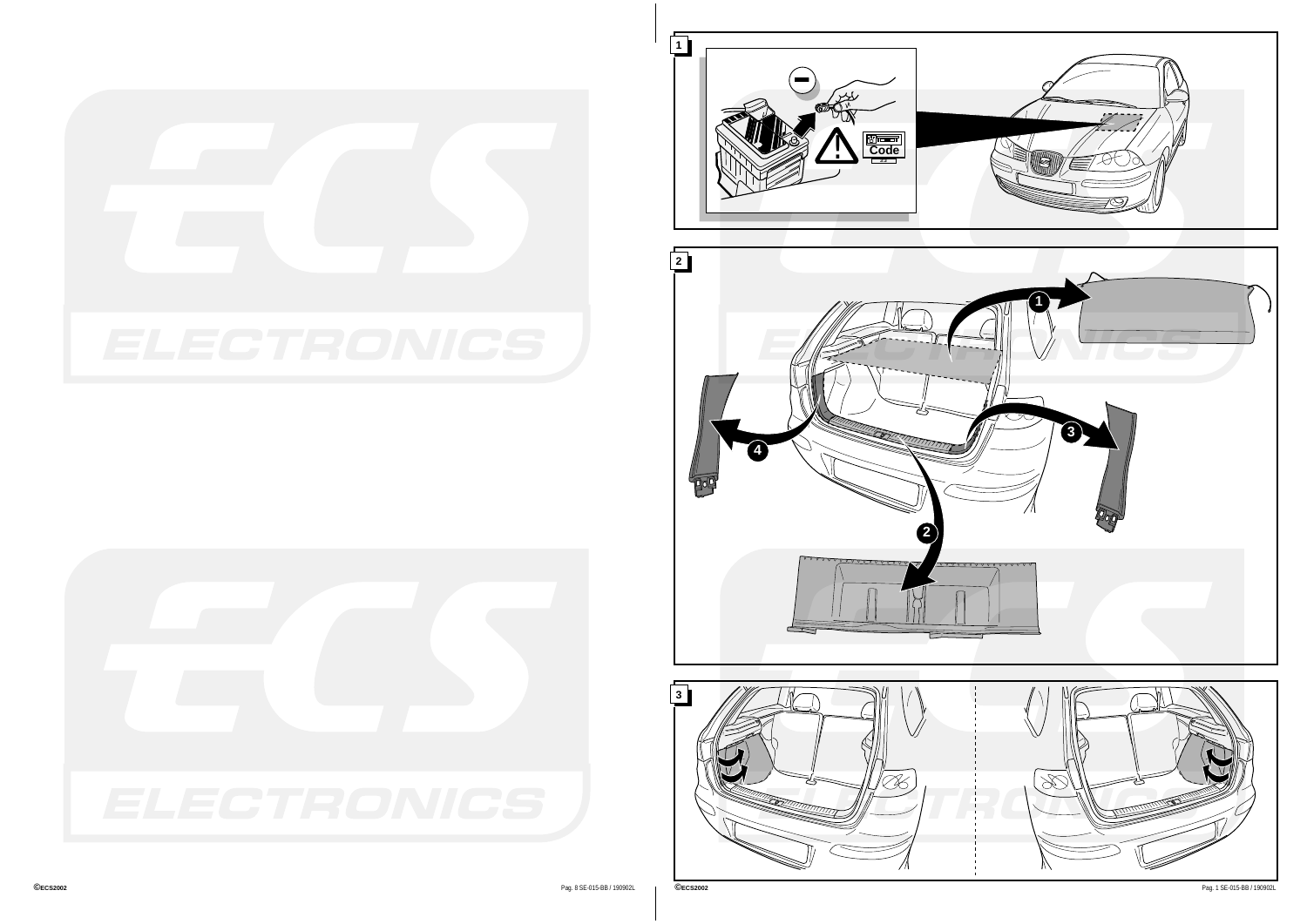1

Code

2

3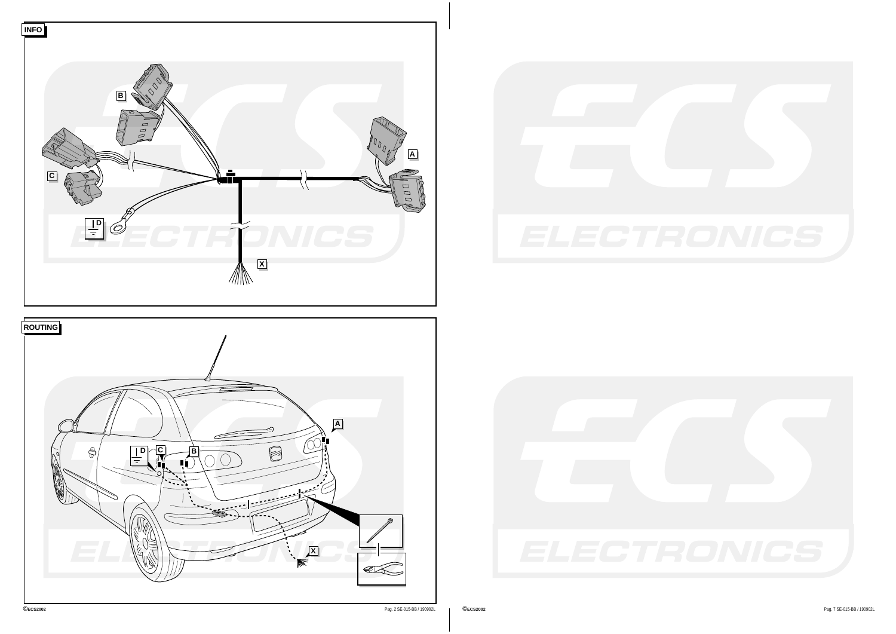## INFO

B

A

C

D

X

## ROUTING

A

D C B

X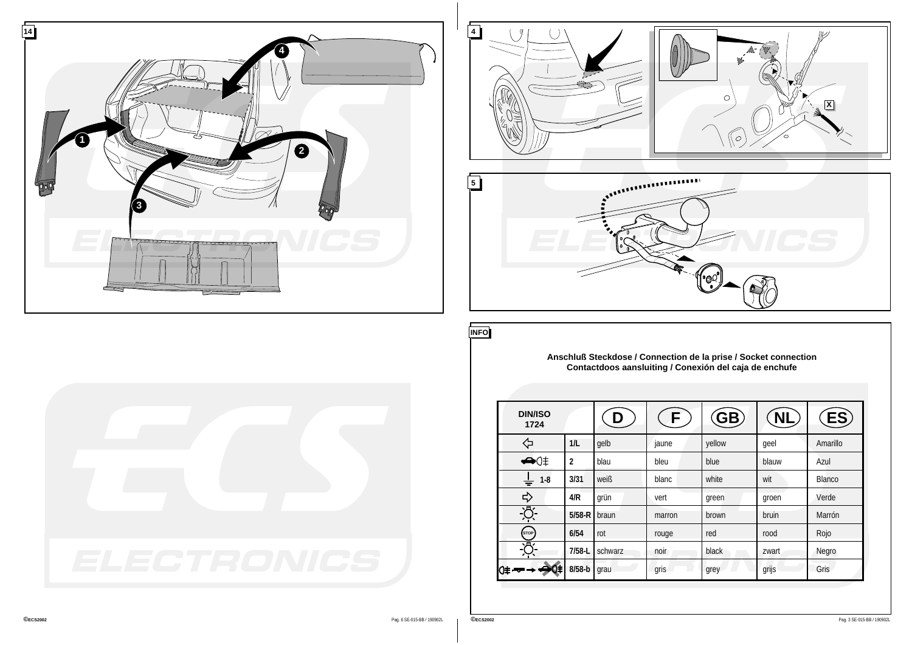14

4

5

INFO

**Anschluß Steckdose / Connection de la prise / Socket connection**
**Contactdoos aansluiting / Conexión del caja de enchufe**

| DIN/ISO 1724 | | D | F | GB | NL | ES |
|---|---|---|---|---|---|---|
| | 1/L | gelb | jaune | yellow | geel | Amarillo |
| | 2 | blau | bleu | blue | blauw | Azul |
| 1-8 | 3/31 | weiß | blanc | white | wit | Blanco |
| | 4/R | grün | vert | green | groen | Verde |
| | 5/58-R | braun | marron | brown | bruin | Marrón |
| STOP | 6/54 | rot | rouge | red | rood | Rojo |
| | 7/58-L | schwarz | noir | black | zwart | Negro |
| | 8/58-b | grau | gris | grey | grijs | Gris |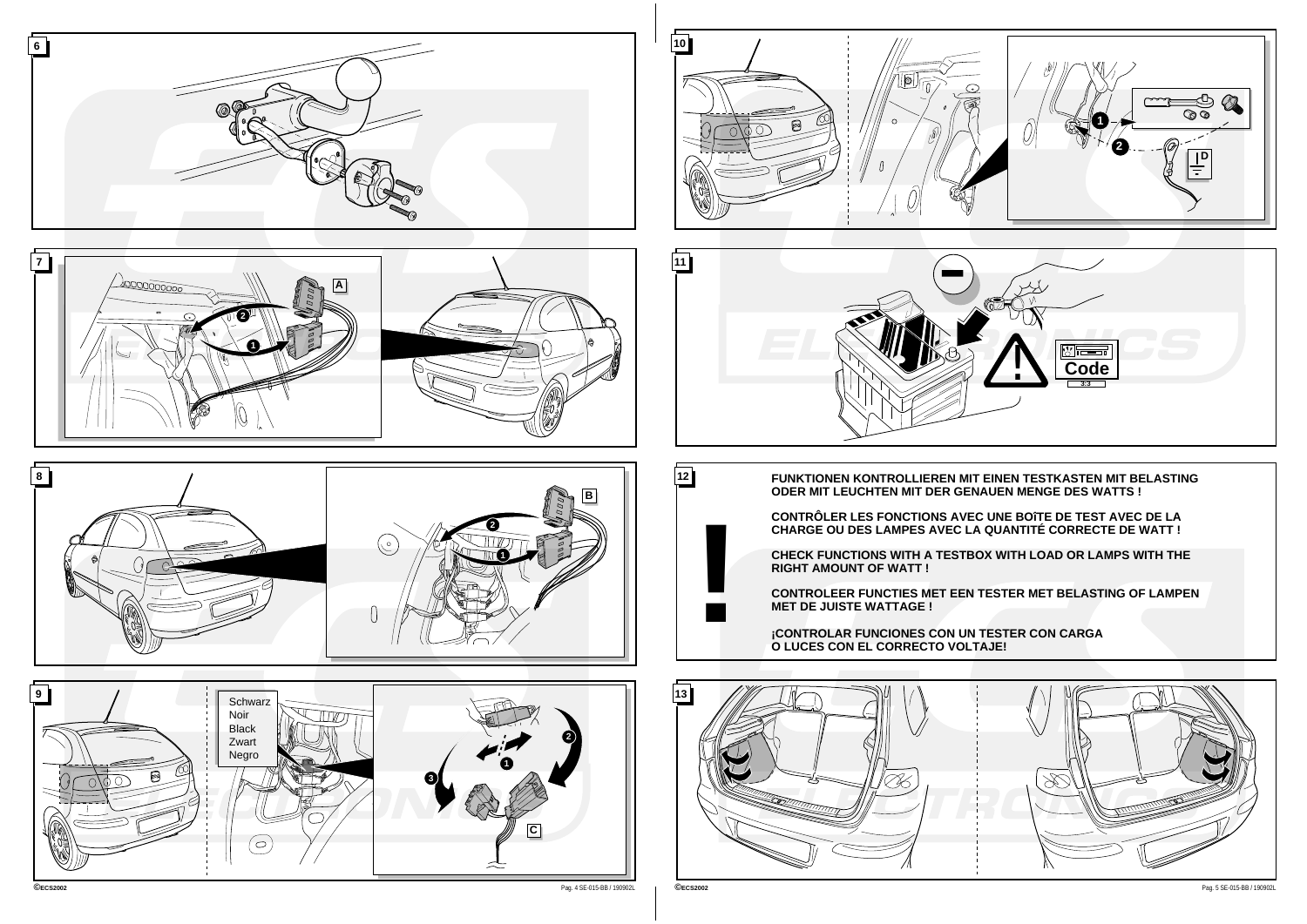6

7

A

8

B

9

Schwarz
Noir
Black
Zwart
Negro

C

10

D

11

Code

3:3

12

**FUNKTIONEN KONTROLLIEREN MIT EINEN TESTKASTEN MIT BELASTING ODER MIT LEUCHTEN MIT DER GENAUEN MENGE DES WATTS !**

**CONTRÔLER LES FONCTIONS AVEC UNE BOÎTE DE TEST AVEC DE LA CHARGE OU DES LAMPES AVEC LA QUANTITÉ CORRECTE DE WATT !**

**CHECK FUNCTIONS WITH A TESTBOX WITH LOAD OR LAMPS WITH THE RIGHT AMOUNT OF WATT !**

**CONTROLEER FUNCTIES MET EEN TESTER MET BELASTING OF LAMPEN MET DE JUISTE WATTAGE !**

**¡CONTROLAR FUNCIONES CON UN TESTER CON CARGA O LUCES CON EL CORRECTO VOLTAJE!**

13

©ECS2002 Pag. 4 SE-015-BB / 190902L

©ECS2002 Pag. 5 SE-015-BB / 190902L